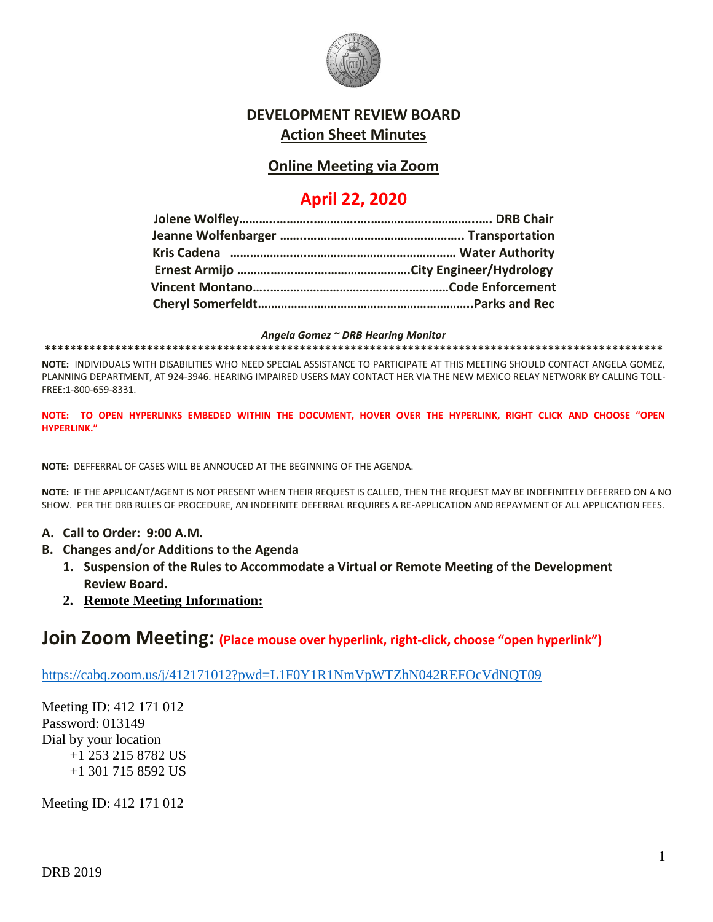# DEVELOPMENT REVIEW BOARD

## Action Sheet Minutes

## Online Meeting via Zoom

## April 22, 2020

**Jolene Wolfley……………………………………………………………… DRB Chair**
**Jeanne Wolfenbarger ……………………………………………. Transportation**
**Kris Cadena ……………………………………………………………… Water Authority**
**Ernest Armijo ……………………………………………City Engineer/Hydrology**
**Vincent Montano…………………………………………………Code Enforcement**
**Cheryl Somerfeldt……………………………………………………….Parks and Rec**

*Angela Gomez ~ DRB Hearing Monitor*

**********************************************************************************************

**NOTE:** INDIVIDUALS WITH DISABILITIES WHO NEED SPECIAL ASSISTANCE TO PARTICIPATE AT THIS MEETING SHOULD CONTACT ANGELA GOMEZ, PLANNING DEPARTMENT, AT 924-3946. HEARING IMPAIRED USERS MAY CONTACT HER VIA THE NEW MEXICO RELAY NETWORK BY CALLING TOLL-FREE:1-800-659-8331.

**NOTE: TO OPEN HYPERLINKS EMBEDED WITHIN THE DOCUMENT, HOVER OVER THE HYPERLINK, RIGHT CLICK AND CHOOSE "OPEN HYPERLINK."**

**NOTE:** DEFFERRAL OF CASES WILL BE ANNOUCED AT THE BEGINNING OF THE AGENDA.

**NOTE:** IF THE APPLICANT/AGENT IS NOT PRESENT WHEN THEIR REQUEST IS CALLED, THEN THE REQUEST MAY BE INDEFINITELY DEFERRED ON A NO SHOW. PER THE DRB RULES OF PROCEDURE, AN INDEFINITE DEFERRAL REQUIRES A RE-APPLICATION AND REPAYMENT OF ALL APPLICATION FEES.

**A. Call to Order: 9:00 A.M.**

**B. Changes and/or Additions to the Agenda**

1. **Suspension of the Rules to Accommodate a Virtual or Remote Meeting of the Development Review Board.**
2. **Remote Meeting Information:**

## Join Zoom Meeting: (Place mouse over hyperlink, right-click, choose "open hyperlink")

https://cabq.zoom.us/j/412171012?pwd=L1F0Y1R1NmVpWTZhN042REFOcVdNQT09

Meeting ID: 412 171 012
Password: 013149
Dial by your location
+1 253 215 8782 US
+1 301 715 8592 US

Meeting ID: 412 171 012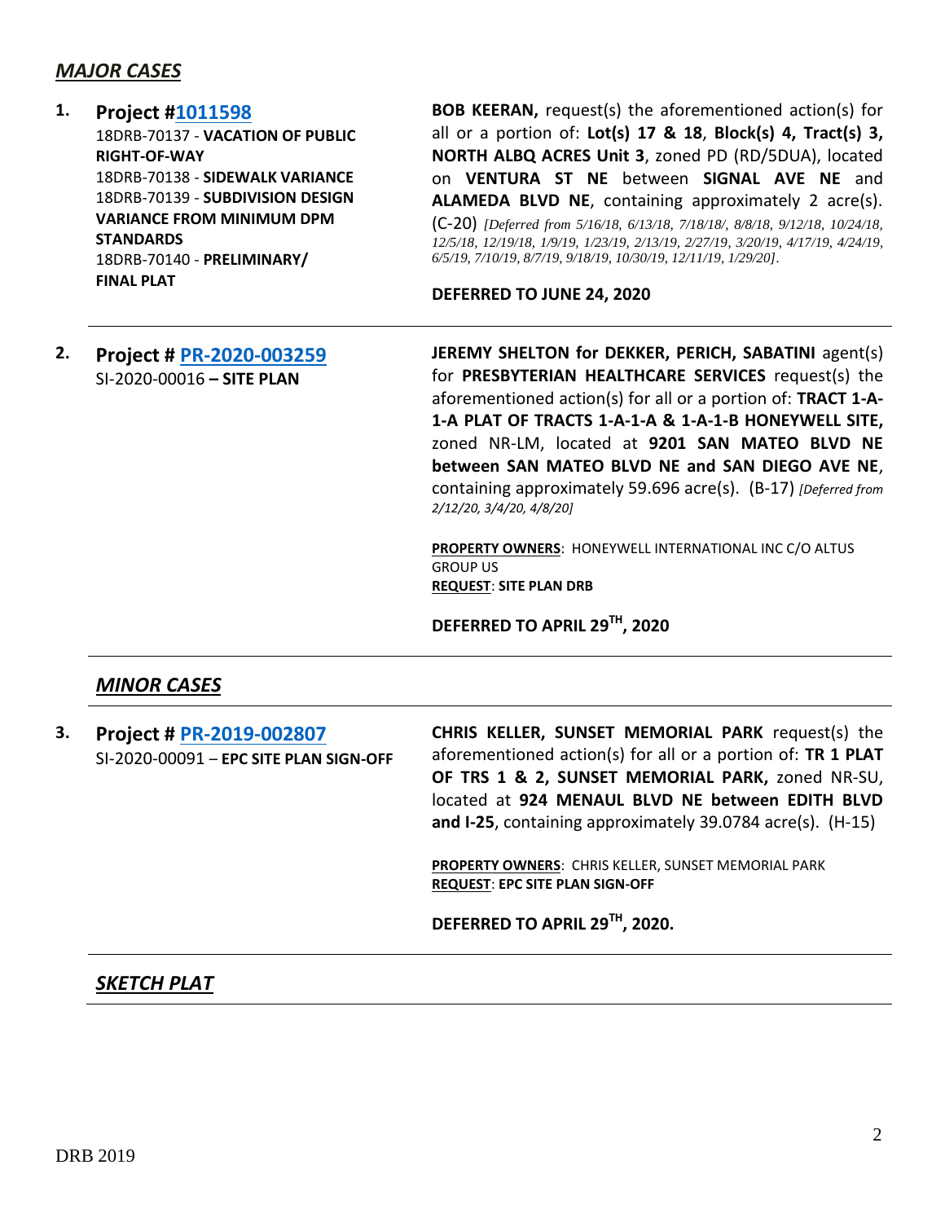## *MAJOR CASES*

1. **Project #1011598**
18DRB-70137 - **VACATION OF PUBLIC RIGHT-OF-WAY**
18DRB-70138 - **SIDEWALK VARIANCE**
18DRB-70139 - **SUBDIVISION DESIGN VARIANCE FROM MINIMUM DPM STANDARDS**
18DRB-70140 - **PRELIMINARY/ FINAL PLAT**

**BOB KEERAN,** request(s) the aforementioned action(s) for all or a portion of: **Lot(s) 17 & 18**, **Block(s) 4, Tract(s) 3, NORTH ALBQ ACRES Unit 3**, zoned PD (RD/5DUA), located on **VENTURA ST NE** between **SIGNAL AVE NE** and **ALAMEDA BLVD NE**, containing approximately 2 acre(s). (C-20) *[Deferred from 5/16/18, 6/13/18, 7/18/18/, 8/8/18, 9/12/18, 10/24/18, 12/5/18, 12/19/18, 1/9/19, 1/23/19, 2/13/19, 2/27/19, 3/20/19, 4/17/19, 4/24/19, 6/5/19, 7/10/19, 8/7/19, 9/18/19, 10/30/19, 12/11/19, 1/29/20]*.

**DEFERRED TO JUNE 24, 2020**

2. **Project # PR-2020-003259**
SI-2020-00016 **– SITE PLAN**

**JEREMY SHELTON for DEKKER, PERICH, SABATINI** agent(s) for **PRESBYTERIAN HEALTHCARE SERVICES** request(s) the aforementioned action(s) for all or a portion of: **TRACT 1-A-1-A PLAT OF TRACTS 1-A-1-A & 1-A-1-B HONEYWELL SITE,** zoned NR-LM, located at **9201 SAN MATEO BLVD NE between SAN MATEO BLVD NE and SAN DIEGO AVE NE**, containing approximately 59.696 acre(s). (B-17) *[Deferred from 2/12/20, 3/4/20, 4/8/20]*

**PROPERTY OWNERS**: HONEYWELL INTERNATIONAL INC C/O ALTUS GROUP US
**REQUEST**: **SITE PLAN DRB**

**DEFERRED TO APRIL 29TH, 2020**

## *MINOR CASES*

3. **Project # PR-2019-002807**
SI-2020-00091 – **EPC SITE PLAN SIGN-OFF**

**CHRIS KELLER, SUNSET MEMORIAL PARK** request(s) the aforementioned action(s) for all or a portion of: **TR 1 PLAT OF TRS 1 & 2, SUNSET MEMORIAL PARK,** zoned NR-SU, located at **924 MENAUL BLVD NE between EDITH BLVD and I-25**, containing approximately 39.0784 acre(s). (H-15)

**PROPERTY OWNERS**: CHRIS KELLER, SUNSET MEMORIAL PARK
**REQUEST**: **EPC SITE PLAN SIGN-OFF**

**DEFERRED TO APRIL 29TH, 2020.**

## *SKETCH PLAT*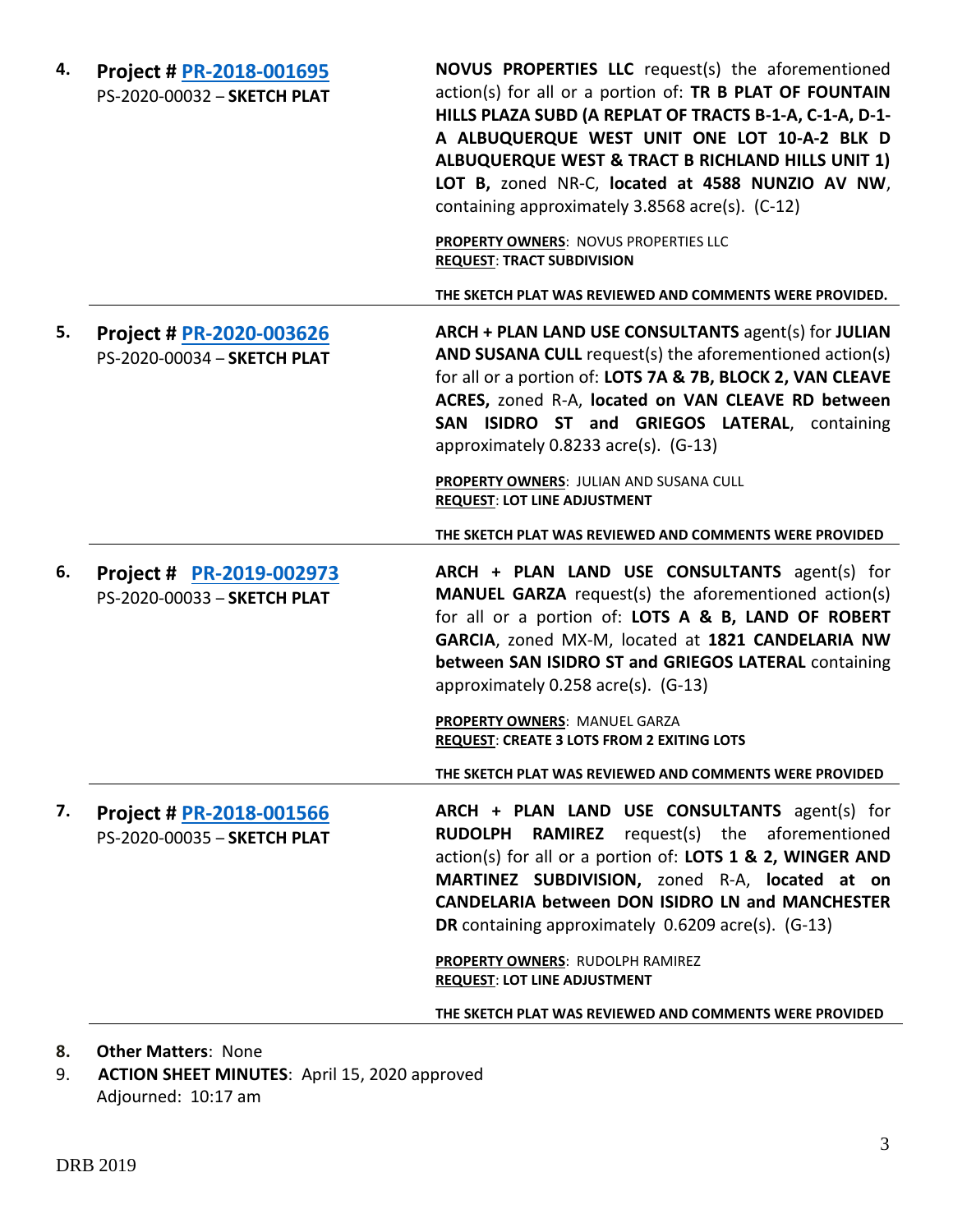4. **Project # PR-2018-001695**
PS-2020-00032 – **SKETCH PLAT**

**NOVUS PROPERTIES LLC** request(s) the aforementioned action(s) for all or a portion of: **TR B PLAT OF FOUNTAIN HILLS PLAZA SUBD (A REPLAT OF TRACTS B-1-A, C-1-A, D-1-A ALBUQUERQUE WEST UNIT ONE LOT 10-A-2 BLK D ALBUQUERQUE WEST & TRACT B RICHLAND HILLS UNIT 1) LOT B,** zoned NR-C, **located at 4588 NUNZIO AV NW**, containing approximately 3.8568 acre(s). (C-12)

**PROPERTY OWNERS**: NOVUS PROPERTIES LLC
**REQUEST**: **TRACT SUBDIVISION**

**THE SKETCH PLAT WAS REVIEWED AND COMMENTS WERE PROVIDED.**

---

5. **Project # PR-2020-003626**
PS-2020-00034 – **SKETCH PLAT**

**ARCH + PLAN LAND USE CONSULTANTS** agent(s) for **JULIAN AND SUSANA CULL** request(s) the aforementioned action(s) for all or a portion of: **LOTS 7A & 7B, BLOCK 2, VAN CLEAVE ACRES,** zoned R-A, **located on VAN CLEAVE RD between SAN ISIDRO ST and GRIEGOS LATERAL**, containing approximately 0.8233 acre(s). (G-13)

**PROPERTY OWNERS**: JULIAN AND SUSANA CULL
**REQUEST**: **LOT LINE ADJUSTMENT**

**THE SKETCH PLAT WAS REVIEWED AND COMMENTS WERE PROVIDED**

---

6. **Project # PR-2019-002973**
PS-2020-00033 – **SKETCH PLAT**

**ARCH + PLAN LAND USE CONSULTANTS** agent(s) for **MANUEL GARZA** request(s) the aforementioned action(s) for all or a portion of: **LOTS A & B, LAND OF ROBERT GARCIA**, zoned MX-M, located at **1821 CANDELARIA NW between SAN ISIDRO ST and GRIEGOS LATERAL** containing approximately 0.258 acre(s). (G-13)

**PROPERTY OWNERS**: MANUEL GARZA
**REQUEST**: **CREATE 3 LOTS FROM 2 EXITING LOTS**

**THE SKETCH PLAT WAS REVIEWED AND COMMENTS WERE PROVIDED**

---

7. **Project # PR-2018-001566**
PS-2020-00035 – **SKETCH PLAT**

**ARCH + PLAN LAND USE CONSULTANTS** agent(s) for **RUDOLPH RAMIREZ** request(s) the aforementioned action(s) for all or a portion of: **LOTS 1 & 2, WINGER AND MARTINEZ SUBDIVISION,** zoned R-A, **located at on CANDELARIA between DON ISIDRO LN and MANCHESTER DR** containing approximately 0.6209 acre(s). (G-13)

**PROPERTY OWNERS**: RUDOLPH RAMIREZ
**REQUEST**: **LOT LINE ADJUSTMENT**

**THE SKETCH PLAT WAS REVIEWED AND COMMENTS WERE PROVIDED**

---

8. **Other Matters**: None
9. **ACTION SHEET MINUTES**: April 15, 2020 approved
Adjourned: 10:17 am

DRB 2019